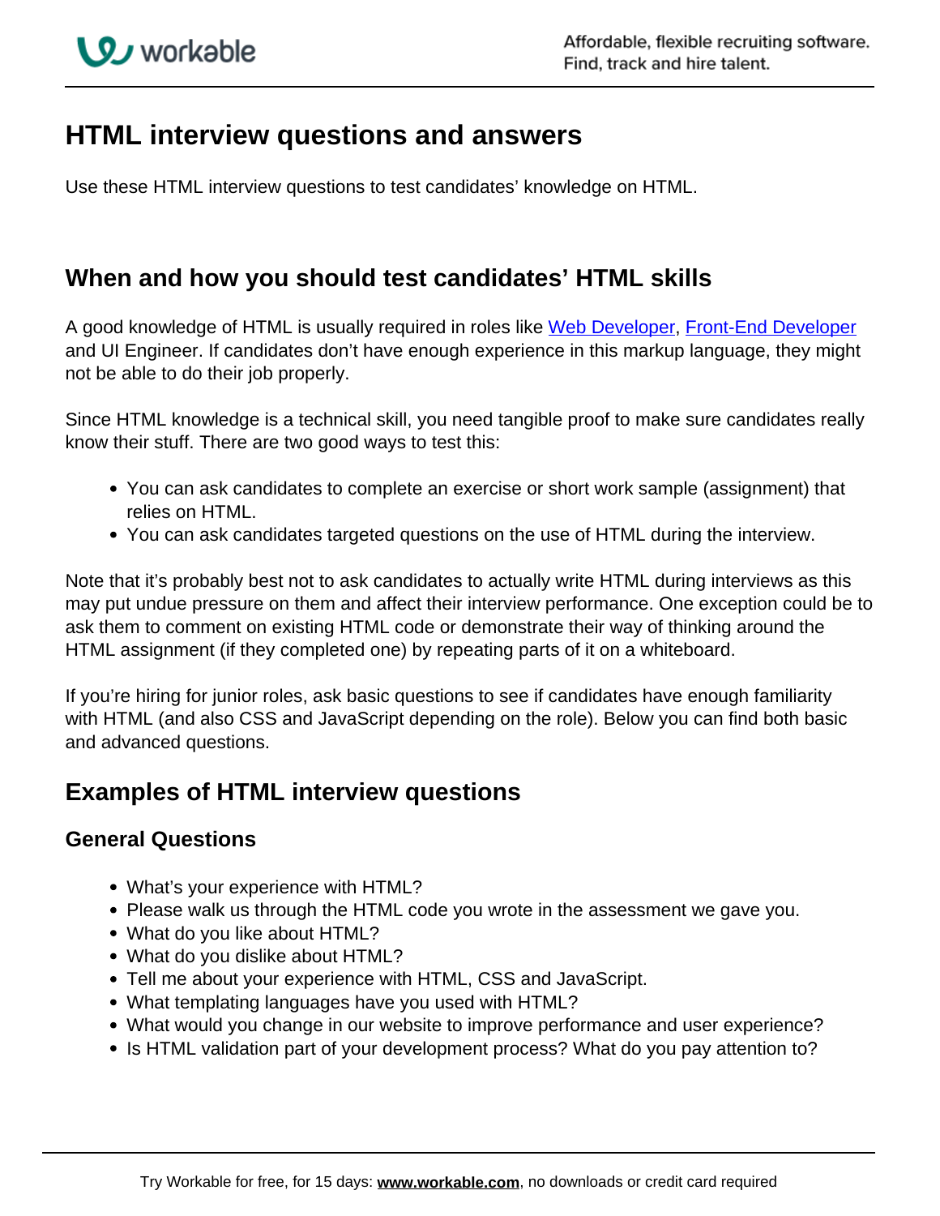# HTML interview questions and answers

Use these HTML interview questions to test candidates' knowledge on HTML.

## When and how you should test candidates' HTML skills

A good knowledge of HTML is usually required in roles like Web Developer, Front-End Developer and UI Engineer. If candidates don't have enough experience in this markup language, they might not be able to do their job properly.

Since HTML knowledge is a technical skill, you need tangible proof to make sure candidates really know their stuff. There are two good ways to test this:

- You can ask candidates to complete an exercise or short work sample (assignment) that relies on HTML.
- You can ask candidates targeted questions on the use of HTML during the interview.

Note that it's probably best not to ask candidates to actually write HTML during interviews as this may put undue pressure on them and affect their interview performance. One exception could be to ask them to comment on existing HTML code or demonstrate their way of thinking around the HTML assignment (if they completed one) by repeating parts of it on a whiteboard.

If you're hiring for junior roles, ask basic questions to see if candidates have enough familiarity with HTML (and also CSS and JavaScript depending on the role). Below you can find both basic and advanced questions.

## Examples of HTML interview questions

### General Questions

- What's your experience with HTML?
- Please walk us through the HTML code you wrote in the assessment we gave you.
- What do you like about HTML?
- What do you dislike about HTML?
- Tell me about your experience with HTML, CSS and JavaScript.
- What templating languages have you used with HTML?
- What would you change in our website to improve performance and user experience?
- Is HTML validation part of your development process? What do you pay attention to?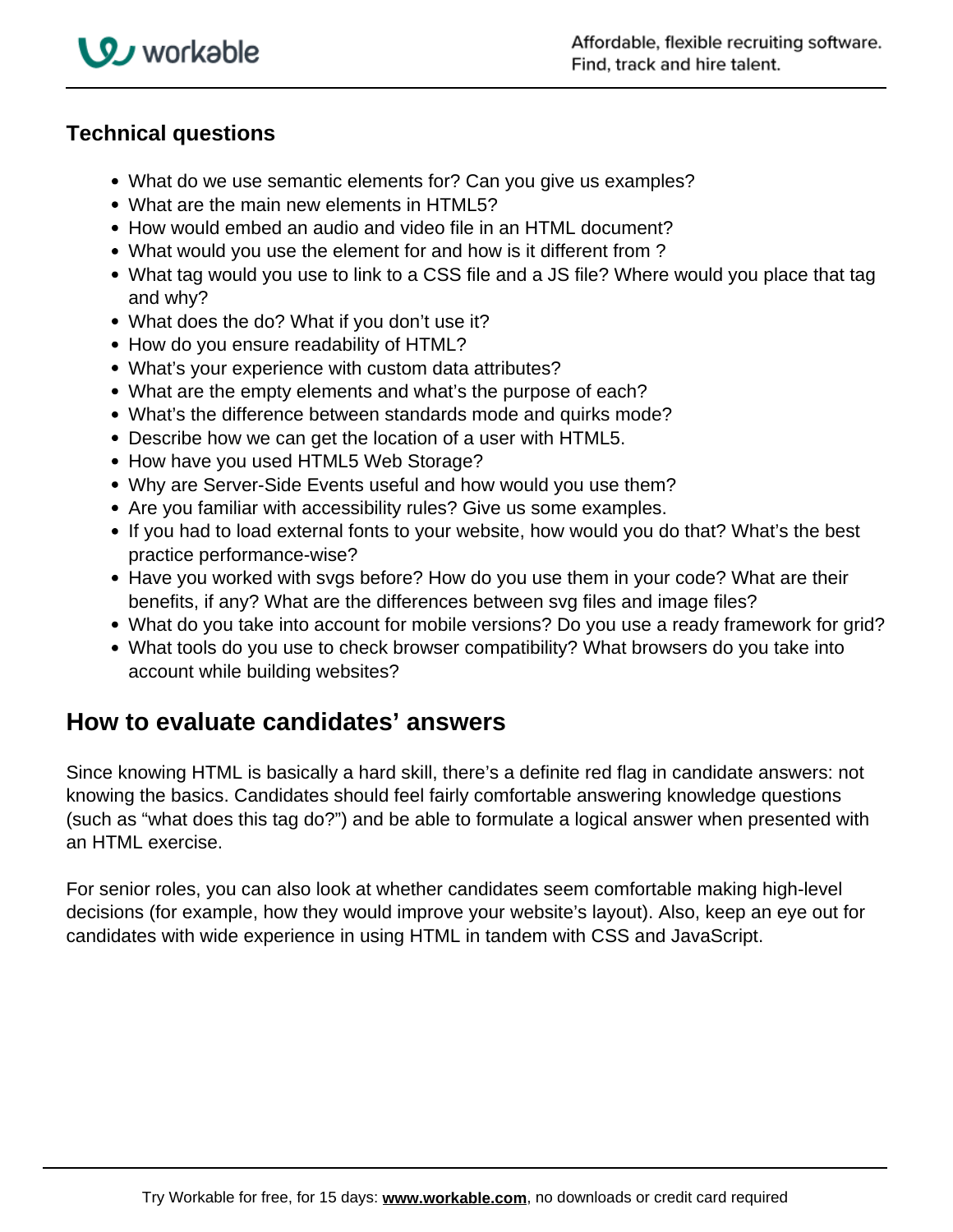### Technical questions

- What do we use semantic elements for? Can you give us examples?
- What are the main new elements in HTML5?
- How would embed an audio and video file in an HTML document?
- What would you use the element for and how is it different from ?
- What tag would you use to link to a CSS file and a JS file? Where would you place that tag and why?
- What does the do? What if you don't use it?
- How do you ensure readability of HTML?
- What's your experience with custom data attributes?
- What are the empty elements and what's the purpose of each?
- What's the difference between standards mode and quirks mode?
- Describe how we can get the location of a user with HTML5.
- How have you used HTML5 Web Storage?
- Why are Server-Side Events useful and how would you use them?
- Are you familiar with accessibility rules? Give us some examples.
- If you had to load external fonts to your website, how would you do that? What's the best practice performance-wise?
- Have you worked with svgs before? How do you use them in your code? What are their benefits, if any? What are the differences between svg files and image files?
- What do you take into account for mobile versions? Do you use a ready framework for grid?
- What tools do you use to check browser compatibility? What browsers do you take into account while building websites?

## How to evaluate candidates' answers

Since knowing HTML is basically a hard skill, there's a definite red flag in candidate answers: not knowing the basics. Candidates should feel fairly comfortable answering knowledge questions (such as "what does this tag do?") and be able to formulate a logical answer when presented with an HTML exercise.

For senior roles, you can also look at whether candidates seem comfortable making high-level decisions (for example, how they would improve your website's layout). Also, keep an eye out for candidates with wide experience in using HTML in tandem with CSS and JavaScript.